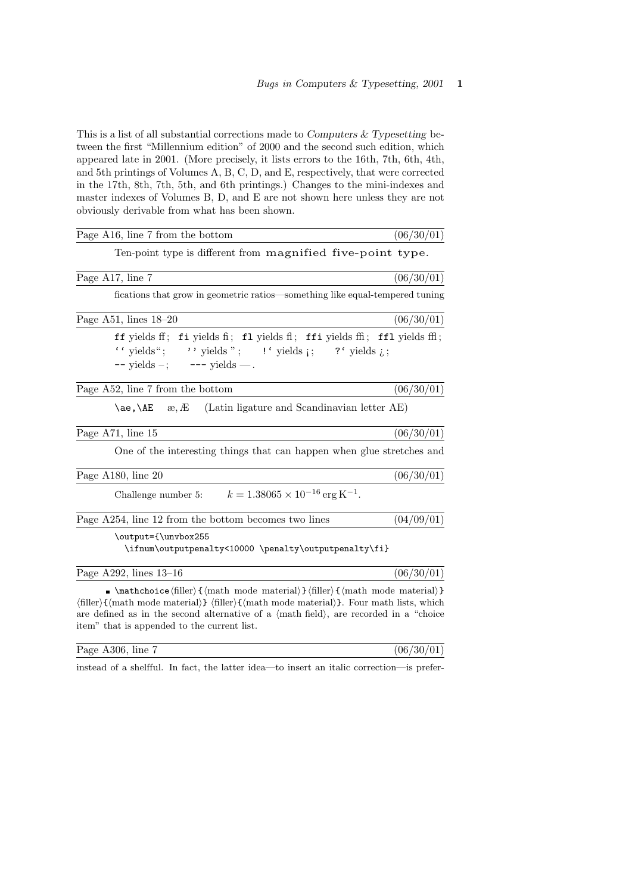This is a list of all substantial corrections made to *Computers & Typesetting* between the first "Millennium edition" of 2000 and the second such edition, which appeared late in 2001. (More precisely, it lists errors to the 16th, 7th, 6th, 4th, and 5th printings of Volumes A, B, C, D, and E, respectively, that were corrected in the 17th, 8th, 7th, 5th, and 6th printings.) Changes to the mini-indexes and master indexes of Volumes B, D, and E are not shown here unless they are not obviously derivable from what has been shown.

---

Page A16, line 7 from the bottom (06/30/01)

Ten-point type is different from magnified five-point type.

---

Page A17, line 7 (06/30/01)

fications that grow in geometric ratios—something like equal-tempered tuning

---

Page A51, lines 18–20 (06/30/01)

`ff` yields ff; `fi` yields fi; `fl` yields fl; `ffi` yields ffi; `ffl` yields ffl;
` `` ` yields "; `''` yields "; `` !` `` yields ¡; `` ?` `` yields ¿;
`--` yields –; `---` yields —.

---

Page A52, line 7 from the bottom (06/30/01)

`\ae,\AE` æ, Æ (Latin ligature and Scandinavian letter AE)

---

Page A71, line 15 (06/30/01)

One of the interesting things that can happen when glue stretches and

---

Page A180, line 20 (06/30/01)

Challenge number 5: $k = 1.38065 \times 10^{-16}\,\mathrm{erg\,K^{-1}}$.

---

Page A254, line 12 from the bottom becomes two lines (04/09/01)

```
\output={\unvbox255
  \ifnum\outputpenalty<10000 \penalty\outputpenalty\fi}
```

---

Page A292, lines 13–16 (06/30/01)

■ `\mathchoice`⟨filler⟩`{`⟨math mode material⟩`}`⟨filler⟩`{`⟨math mode material⟩`}` ⟨filler⟩`{`⟨math mode material⟩`}` ⟨filler⟩`{`⟨math mode material⟩`}`. Four math lists, which are defined as in the second alternative of a ⟨math field⟩, are recorded in a "choice item" that is appended to the current list.

---

Page A306, line 7 (06/30/01)

instead of a shelfful. In fact, the latter idea—to insert an italic correction—is prefer-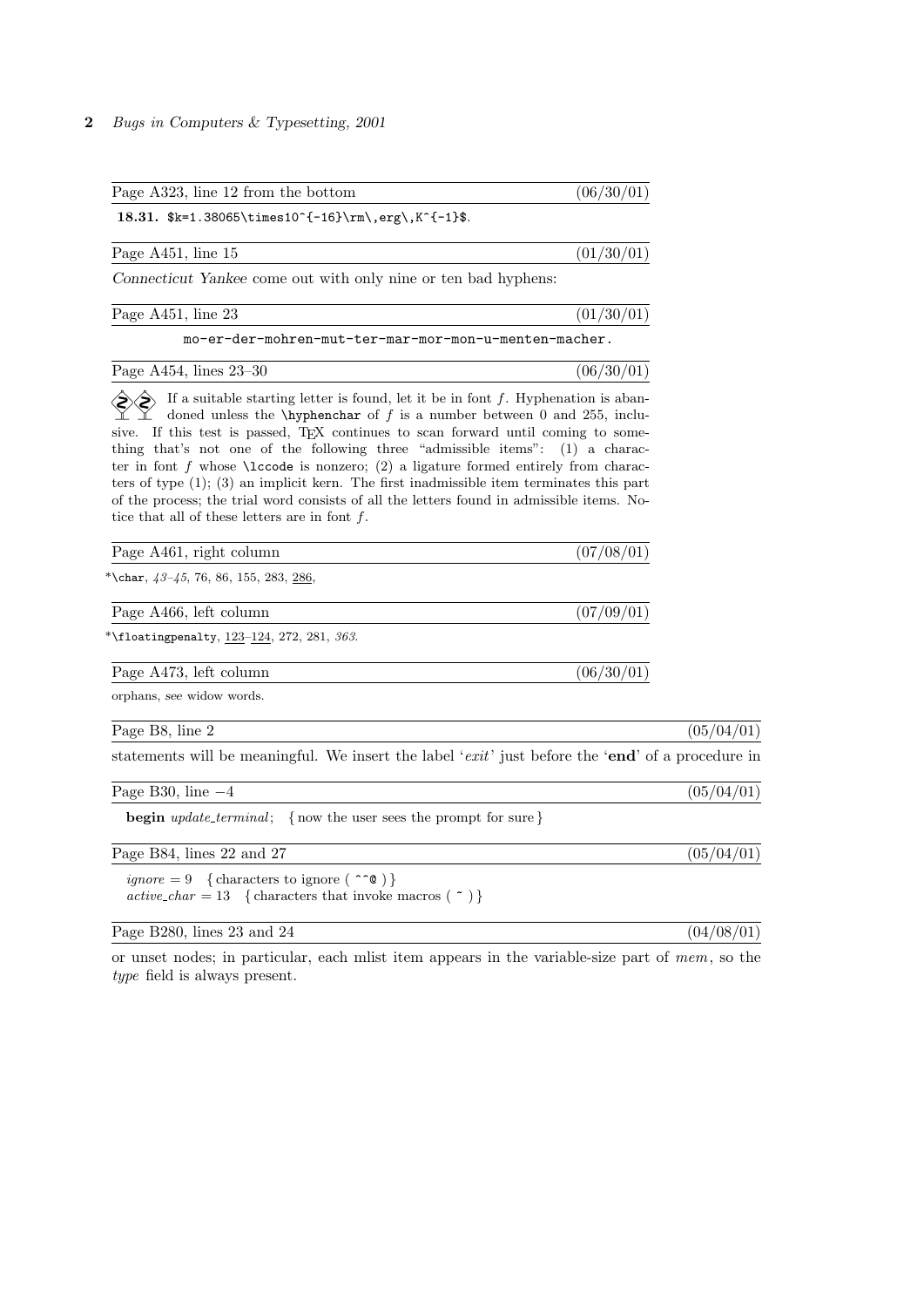Page A323, line 12 from the bottom (06/30/01)

**18.31.** `$k=1.38065\times10^{-16}\rm\,erg\,K^{-1}$`.

Page A451, line 15 (01/30/01)

*Connecticut Yankee* come out with only nine or ten bad hyphens:

Page A451, line 23 (01/30/01)

```
mo-er-der-mohren-mut-ter-mar-mor-mon-u-menten-macher.
```

Page A454, lines 23–30 (06/30/01)

If a suitable starting letter is found, let it be in font $f$. Hyphenation is abandoned unless the `\hyphenchar` of $f$ is a number between 0 and 255, inclusive. If this test is passed, TEX continues to scan forward until coming to something that's not one of the following three "admissible items": (1) a character in font $f$ whose `\lccode` is nonzero; (2) a ligature formed entirely from characters of type (1); (3) an implicit kern. The first inadmissible item terminates this part of the process; the trial word consists of all the letters found in admissible items. Notice that all of these letters are in font $f$.

Page A461, right column (07/08/01)

*`\char`, *43–45*, 76, 86, 155, 283, 286,

Page A466, left column (07/09/01)

*`\floatingpenalty`, 123–124, 272, 281, *363*.

Page A473, left column (06/30/01)

orphans, *see* widow words.

Page B8, line 2 (05/04/01)

statements will be meaningful. We insert the label '*exit*' just before the '**end**' of a procedure in

Page B30, line −4 (05/04/01)

**begin** *update_terminal*; { now the user sees the prompt for sure }

Page B84, lines 22 and 27 (05/04/01)

*ignore* = 9 { characters to ignore ( `^^@` ) }
*active_char* = 13 { characters that invoke macros ( `~` ) }

Page B280, lines 23 and 24 (04/08/01)

or unset nodes; in particular, each mlist item appears in the variable-size part of *mem*, so the *type* field is always present.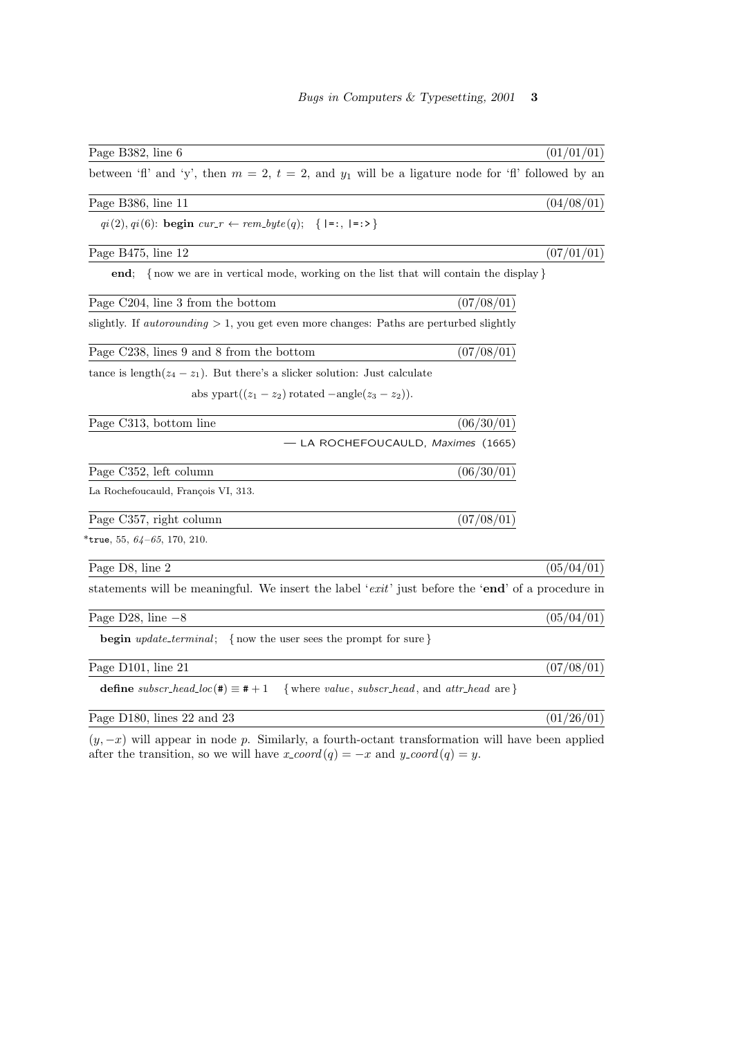Page B382, line 6 (01/01/01)

between 'ﬂ' and 'y', then $m = 2$, $t = 2$, and $y_1$ will be a ligature node for 'ﬂ' followed by an

Page B386, line 11 (04/08/01)

$qi(2)$, $qi(6)$: **begin** $cur\_r \leftarrow rem\_byte(q)$; { `|=:`, `|=:>` }

Page B475, line 12 (07/01/01)

**end**; { now we are in vertical mode, working on the list that will contain the display }

Page C204, line 3 from the bottom (07/08/01)

slightly. If *autorounding* $> 1$, you get even more changes: Paths are perturbed slightly

Page C238, lines 9 and 8 from the bottom (07/08/01)

tance is length$(z_4 - z_1)$. But there's a slicker solution: Just calculate

$$\text{abs ypart}((z_1 - z_2) \text{ rotated } -\text{angle}(z_3 - z_2)).$$

Page C313, bottom line (06/30/01)

— LA ROCHEFOUCAULD, *Maximes* (1665)

Page C352, left column (06/30/01)

La Rochefoucauld, François VI, 313.

Page C357, right column (07/08/01)

*`true`, 55, *64–65*, 170, 210.

Page D8, line 2 (05/04/01)

statements will be meaningful. We insert the label '*exit*' just before the '**end**' of a procedure in

Page D28, line −8 (05/04/01)

**begin** *update_terminal*; { now the user sees the prompt for sure }

Page D101, line 21 (07/08/01)

**define** $subscr\_head\_loc(\#) \equiv \# + 1$ { where *value*, *subscr_head*, and *attr_head* are }

Page D180, lines 22 and 23 (01/26/01)

$(y, -x)$ will appear in node $p$. Similarly, a fourth-octant transformation will have been applied after the transition, so we will have $x\_coord(q) = -x$ and $y\_coord(q) = y$.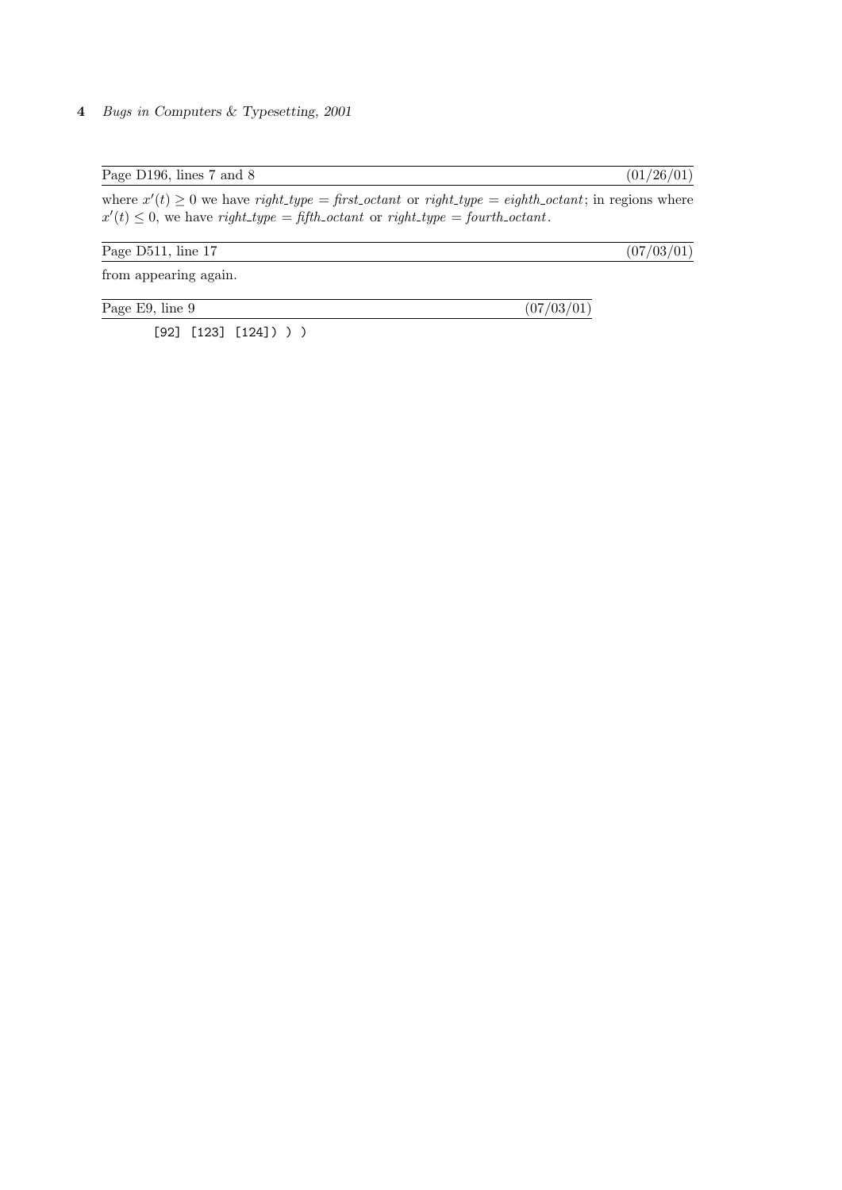Page D196, lines 7 and 8 (01/26/01)

where $x'(t) \ge 0$ we have *right_type* = *first_octant* or *right_type* = *eighth_octant*; in regions where $x'(t) \le 0$, we have *right_type* = *fifth_octant* or *right_type* = *fourth_octant*.

Page D511, line 17 (07/03/01)

from appearing again.

Page E9, line 9 (07/03/01)

```
[92] [123] [124]) ) )
```